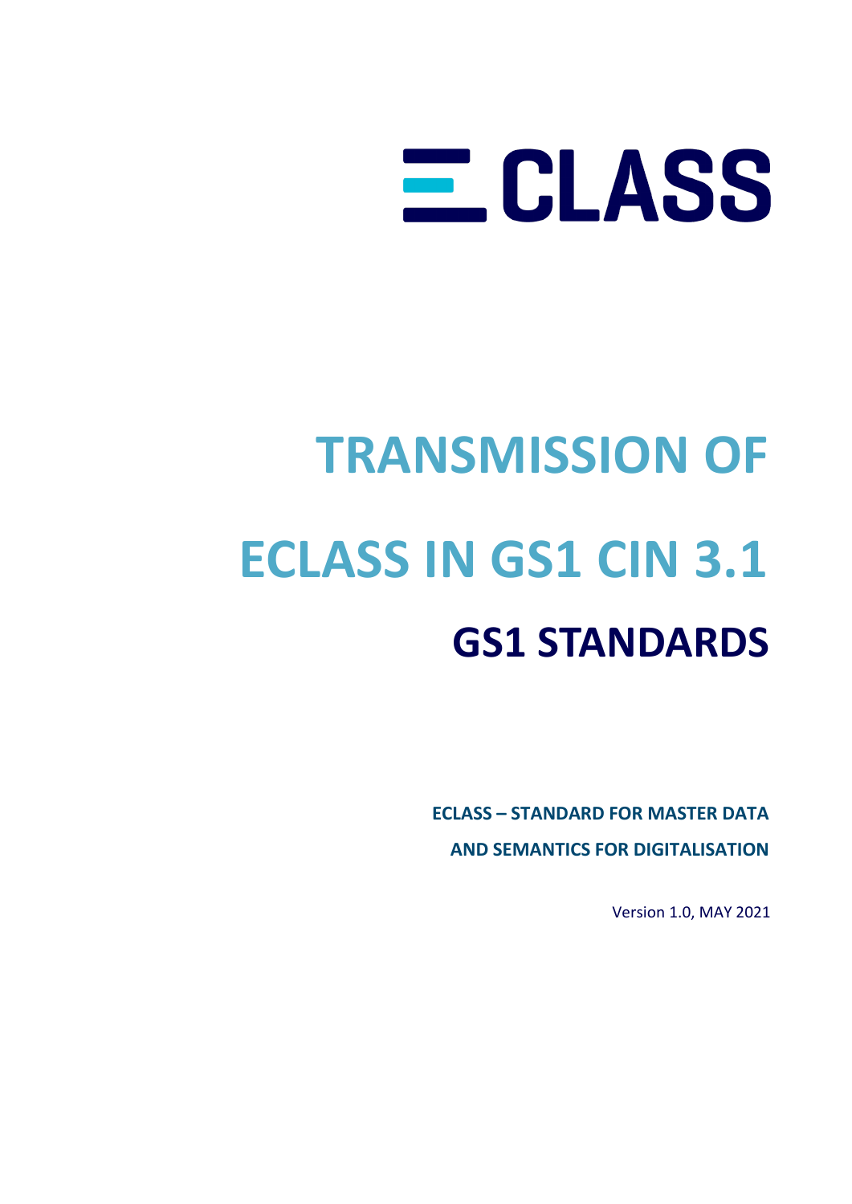# ECLASS

# TRANSMISSION OF ECLASS IN GS1 CIN 3.1

## GS1 STANDARDS

**ECLASS – STANDARD FOR MASTER DATA AND SEMANTICS FOR DIGITALISATION**

Version 1.0, MAY 2021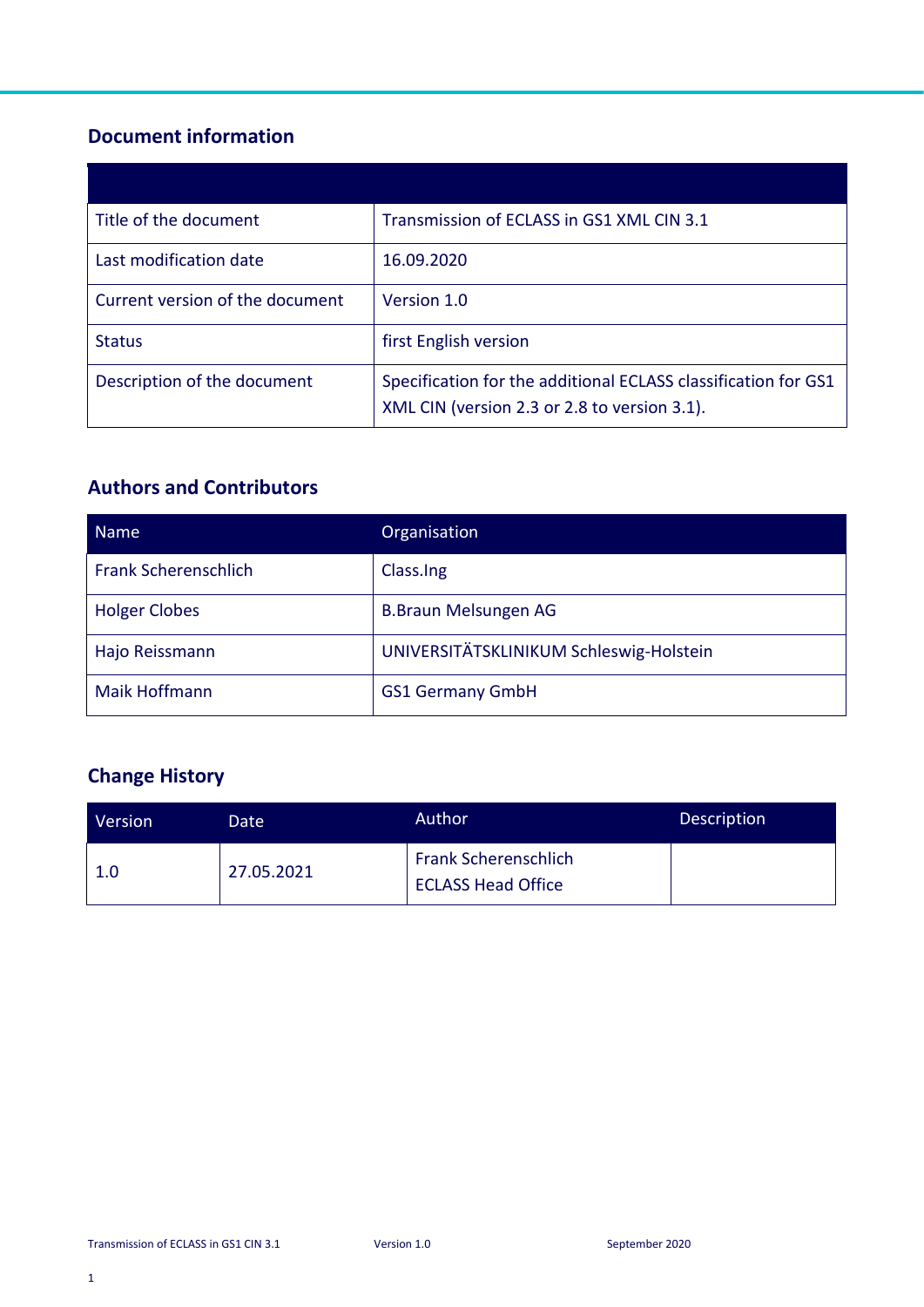## Document information

| | |
|---|---|
| Title of the document | Transmission of ECLASS in GS1 XML CIN 3.1 |
| Last modification date | 16.09.2020 |
| Current version of the document | Version 1.0 |
| Status | first English version |
| Description of the document | Specification for the additional ECLASS classification for GS1 XML CIN (version 2.3 or 2.8 to version 3.1). |

## Authors and Contributors

| Name | Organisation |
|---|---|
| Frank Scherenschlich | Class.Ing |
| Holger Clobes | B.Braun Melsungen AG |
| Hajo Reissmann | UNIVERSITÄTSKLINIKUM Schleswig-Holstein |
| Maik Hoffmann | GS1 Germany GmbH |

## Change History

| Version | Date | Author | Description |
|---|---|---|---|
| 1.0 | 27.05.2021 | Frank Scherenschlich<br>ECLASS Head Office | |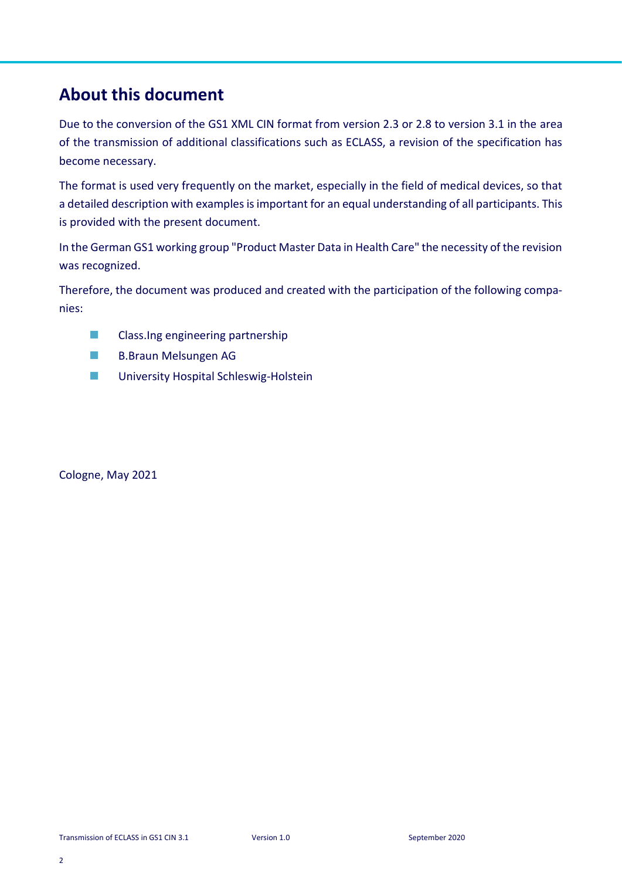# About this document

Due to the conversion of the GS1 XML CIN format from version 2.3 or 2.8 to version 3.1 in the area of the transmission of additional classifications such as ECLASS, a revision of the specification has become necessary.

The format is used very frequently on the market, especially in the field of medical devices, so that a detailed description with examples is important for an equal understanding of all participants. This is provided with the present document.

In the German GS1 working group "Product Master Data in Health Care" the necessity of the revision was recognized.

Therefore, the document was produced and created with the participation of the following companies:

- Class.Ing engineering partnership
- B.Braun Melsungen AG
- University Hospital Schleswig-Holstein

Cologne, May 2021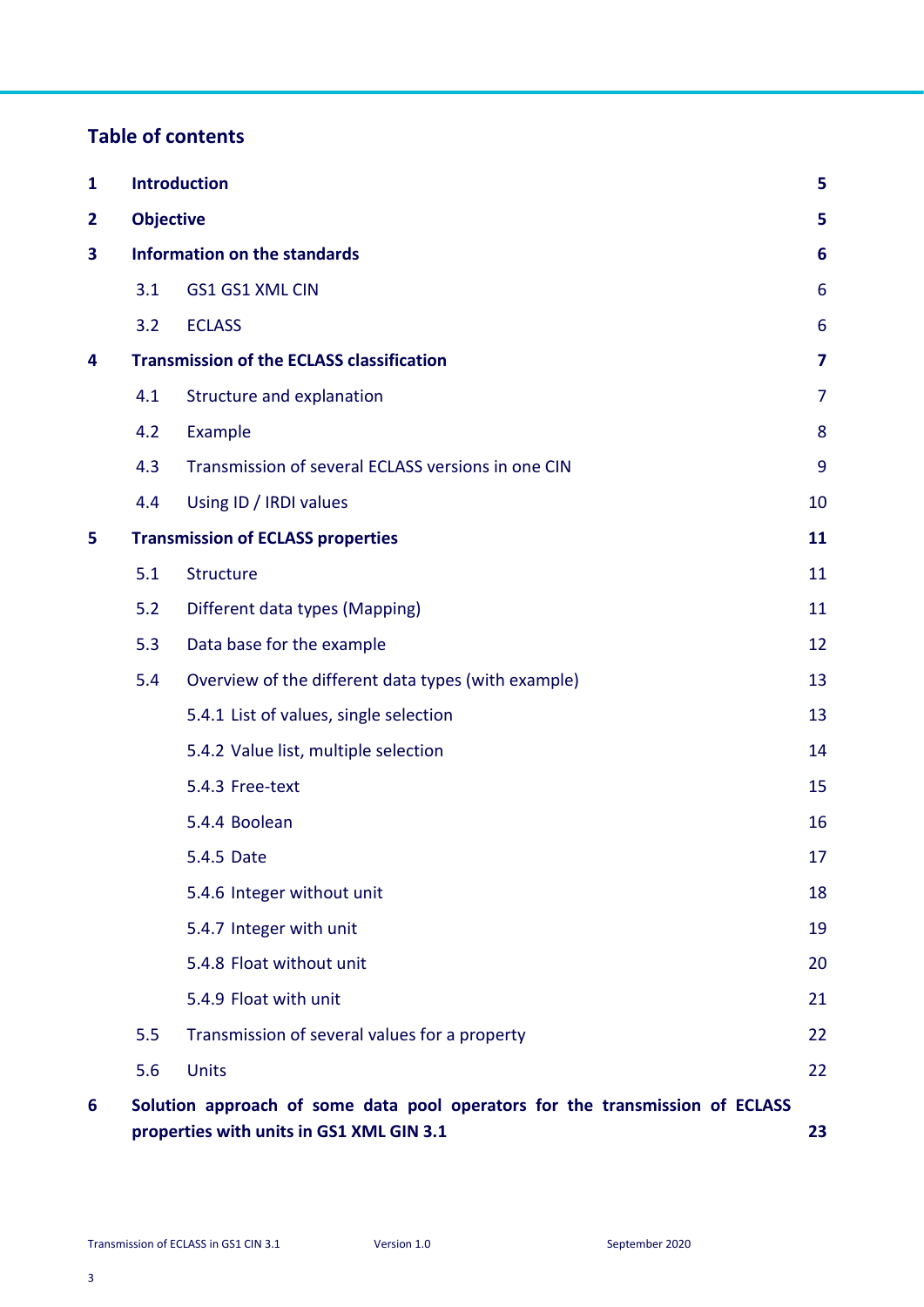## Table of contents

| | | |
|---|---|---|
| **1** | **Introduction** | **5** |
| **2** | **Objective** | **5** |
| **3** | **Information on the standards** | **6** |
| 3.1 | GS1 GS1 XML CIN | 6 |
| 3.2 | ECLASS | 6 |
| **4** | **Transmission of the ECLASS classification** | **7** |
| 4.1 | Structure and explanation | 7 |
| 4.2 | Example | 8 |
| 4.3 | Transmission of several ECLASS versions in one CIN | 9 |
| 4.4 | Using ID / IRDI values | 10 |
| **5** | **Transmission of ECLASS properties** | **11** |
| 5.1 | Structure | 11 |
| 5.2 | Different data types (Mapping) | 11 |
| 5.3 | Data base for the example | 12 |
| 5.4 | Overview of the different data types (with example) | 13 |
| | 5.4.1 List of values, single selection | 13 |
| | 5.4.2 Value list, multiple selection | 14 |
| | 5.4.3 Free-text | 15 |
| | 5.4.4 Boolean | 16 |
| | 5.4.5 Date | 17 |
| | 5.4.6 Integer without unit | 18 |
| | 5.4.7 Integer with unit | 19 |
| | 5.4.8 Float without unit | 20 |
| | 5.4.9 Float with unit | 21 |
| 5.5 | Transmission of several values for a property | 22 |
| 5.6 | Units | 22 |
| **6** | **Solution approach of some data pool operators for the transmission of ECLASS properties with units in GS1 XML GIN 3.1** | **23** |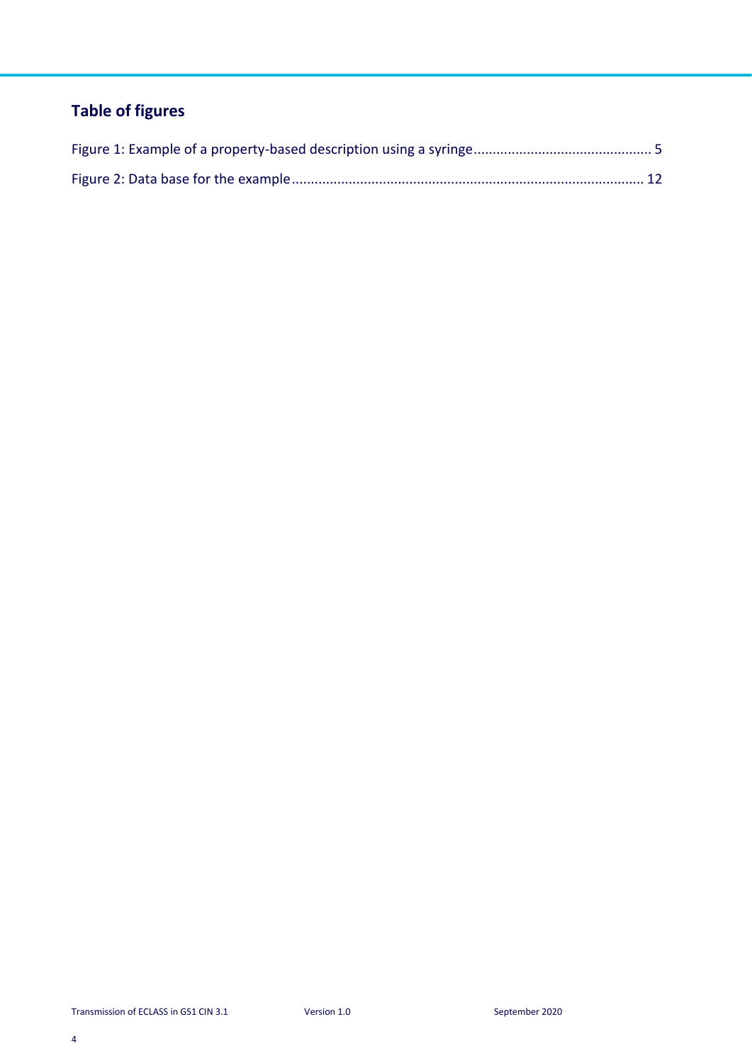## Table of figures

Figure 1: Example of a property-based description using a syringe .............................................. 5

Figure 2: Data base for the example ............................................................................................ 12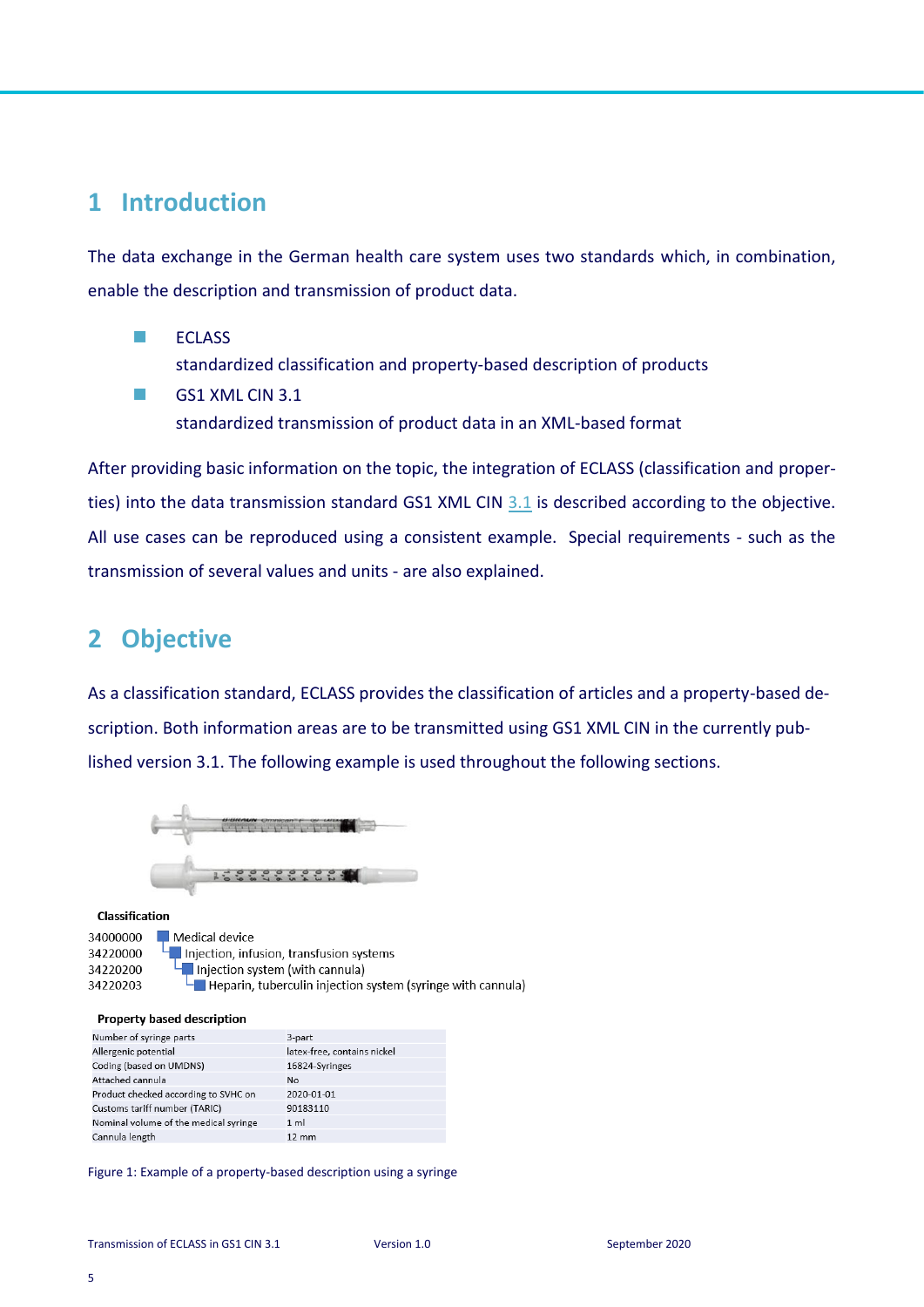# 1 Introduction

The data exchange in the German health care system uses two standards which, in combination, enable the description and transmission of product data.

- ECLASS
  standardized classification and property-based description of products
- GS1 XML CIN 3.1
  standardized transmission of product data in an XML-based format

After providing basic information on the topic, the integration of ECLASS (classification and properties) into the data transmission standard GS1 XML CIN 3.1 is described according to the objective. All use cases can be reproduced using a consistent example. Special requirements - such as the transmission of several values and units - are also explained.

# 2 Objective

As a classification standard, ECLASS provides the classification of articles and a property-based description. Both information areas are to be transmitted using GS1 XML CIN in the currently published version 3.1. The following example is used throughout the following sections.

**Classification**

- 34000000 Medical device
  - 34220000 Injection, infusion, transfusion systems
    - 34220200 Injection system (with cannula)
      - 34220203 Heparin, tuberculin injection system (syringe with cannula)

**Property based description**

| Property | Value |
| --- | --- |
| Number of syringe parts | 3-part |
| Allergenic potential | latex-free, contains nickel |
| Coding (based on UMDNS) | 16824-Syringes |
| Attached cannula | No |
| Product checked according to SVHC on | 2020-01-01 |
| Customs tariff number (TARIC) | 90183110 |
| Nominal volume of the medical syringe | 1 ml |
| Cannula length | 12 mm |

Figure 1: Example of a property-based description using a syringe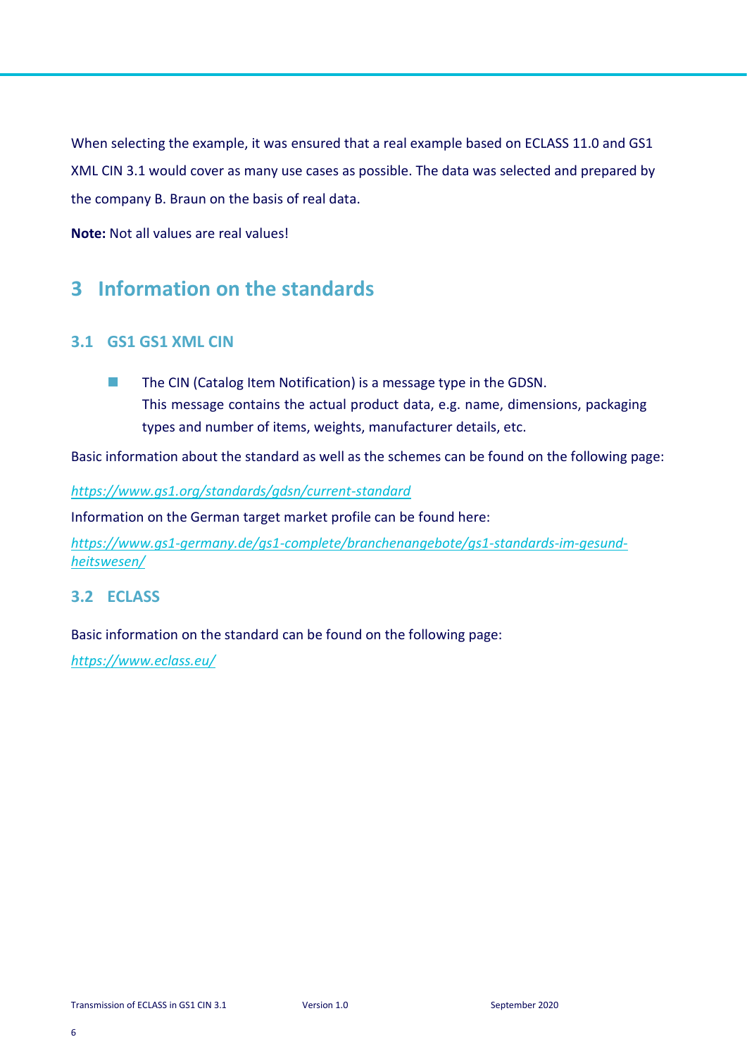When selecting the example, it was ensured that a real example based on ECLASS 11.0 and GS1 XML CIN 3.1 would cover as many use cases as possible. The data was selected and prepared by the company B. Braun on the basis of real data.

**Note:** Not all values are real values!

# 3 Information on the standards

## 3.1 GS1 GS1 XML CIN

- The CIN (Catalog Item Notification) is a message type in the GDSN.
  This message contains the actual product data, e.g. name, dimensions, packaging types and number of items, weights, manufacturer details, etc.

Basic information about the standard as well as the schemes can be found on the following page:

*https://www.gs1.org/standards/gdsn/current-standard*

Information on the German target market profile can be found here:

*https://www.gs1-germany.de/gs1-complete/branchenangebote/gs1-standards-im-gesund-heitswesen/*

## 3.2 ECLASS

Basic information on the standard can be found on the following page:

*https://www.eclass.eu/*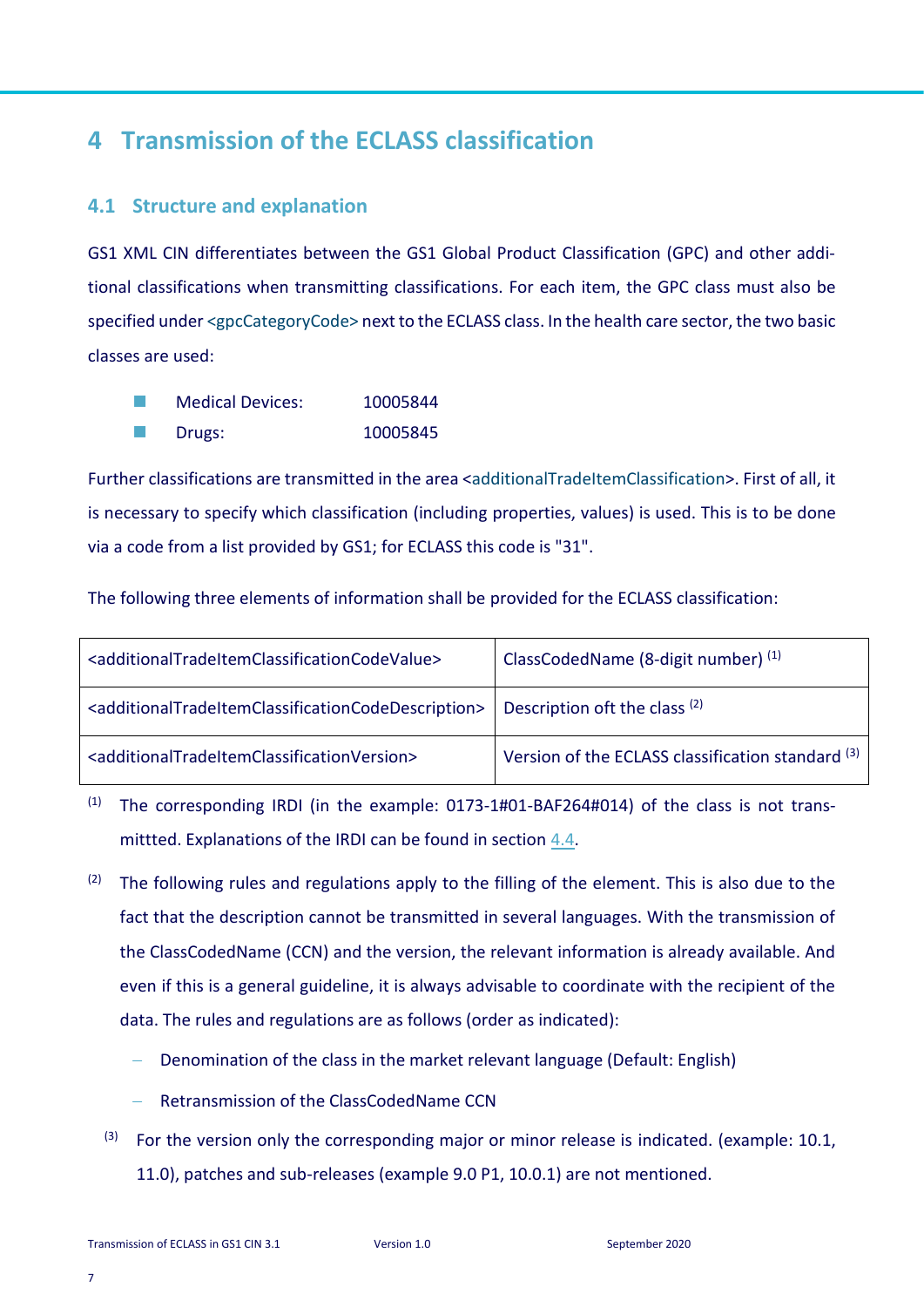# 4 Transmission of the ECLASS classification

## 4.1 Structure and explanation

GS1 XML CIN differentiates between the GS1 Global Product Classification (GPC) and other additional classifications when transmitting classifications. For each item, the GPC class must also be specified under <gpcCategoryCode> next to the ECLASS class. In the health care sector, the two basic classes are used:

- Medical Devices: 10005844
- Drugs: 10005845

Further classifications are transmitted in the area <additionalTradeItemClassification>. First of all, it is necessary to specify which classification (including properties, values) is used. This is to be done via a code from a list provided by GS1; for ECLASS this code is "31".

The following three elements of information shall be provided for the ECLASS classification:

| | |
|---|---|
| <additionalTradeItemClassificationCodeValue> | ClassCodedName (8-digit number) (1) |
| <additionalTradeItemClassificationCodeDescription> | Description oft the class (2) |
| <additionalTradeItemClassificationVersion> | Version of the ECLASS classification standard (3) |

(1) The corresponding IRDI (in the example: 0173-1#01-BAF264#014) of the class is not transmittted. Explanations of the IRDI can be found in section 4.4.

(2) The following rules and regulations apply to the filling of the element. This is also due to the fact that the description cannot be transmitted in several languages. With the transmission of the ClassCodedName (CCN) and the version, the relevant information is already available. And even if this is a general guideline, it is always advisable to coordinate with the recipient of the data. The rules and regulations are as follows (order as indicated):

- Denomination of the class in the market relevant language (Default: English)
- Retransmission of the ClassCodedName CCN

(3) For the version only the corresponding major or minor release is indicated. (example: 10.1, 11.0), patches and sub-releases (example 9.0 P1, 10.0.1) are not mentioned.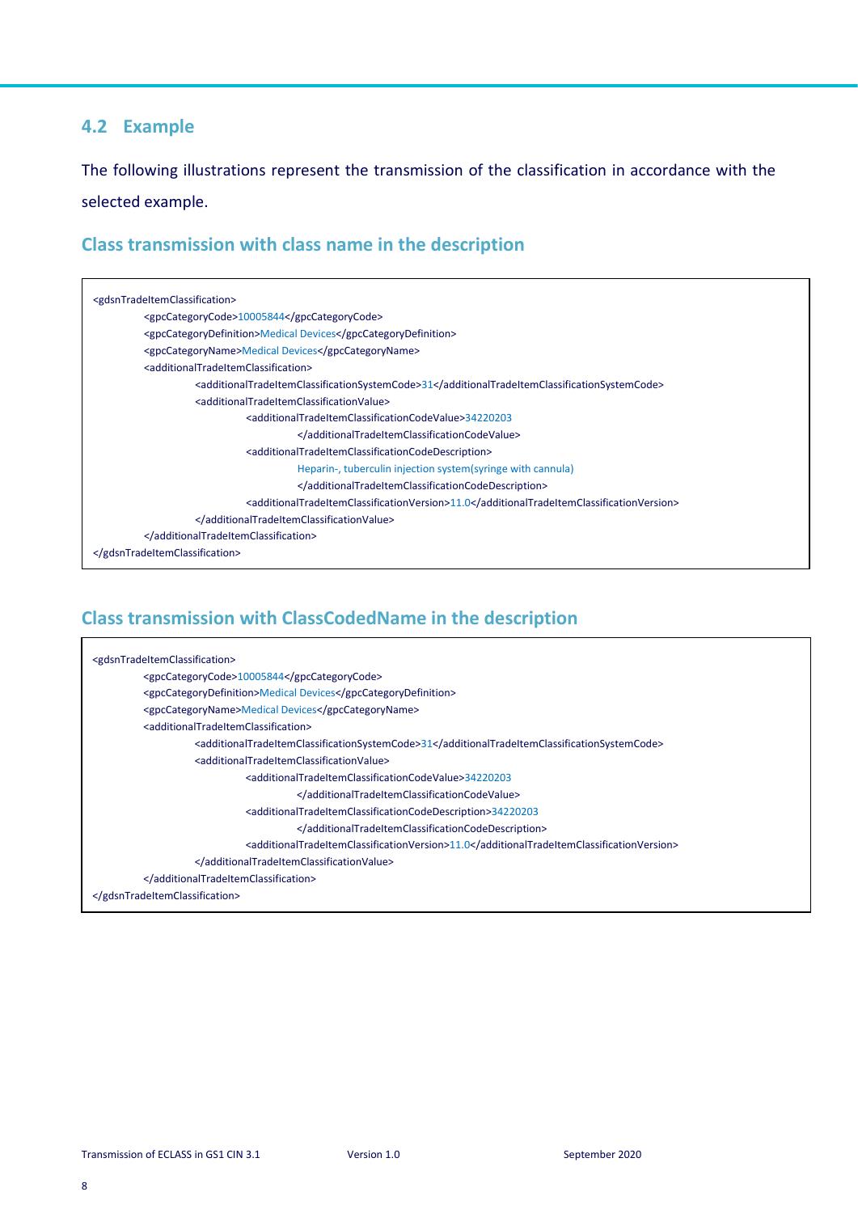## 4.2 Example

The following illustrations represent the transmission of the classification in accordance with the selected example.

### Class transmission with class name in the description

```
<gdsnTradeItemClassification>
        <gpcCategoryCode>10005844</gpcCategoryCode>
        <gpcCategoryDefinition>Medical Devices</gpcCategoryDefinition>
        <gpcCategoryName>Medical Devices</gpcCategoryName>
        <additionalTradeItemClassification>
                <additionalTradeItemClassificationSystemCode>31</additionalTradeItemClassificationSystemCode>
                <additionalTradeItemClassificationValue>
                        <additionalTradeItemClassificationCodeValue>34220203
                                </additionalTradeItemClassificationCodeValue>
                        <additionalTradeItemClassificationCodeDescription>
                                Heparin-, tuberculin injection system(syringe with cannula)
                                </additionalTradeItemClassificationCodeDescription>
                        <additionalTradeItemClassificationVersion>11.0</additionalTradeItemClassificationVersion>
                </additionalTradeItemClassificationValue>
        </additionalTradeItemClassification>
</gdsnTradeItemClassification>
```

### Class transmission with ClassCodedName in the description

```
<gdsnTradeItemClassification>
        <gpcCategoryCode>10005844</gpcCategoryCode>
        <gpcCategoryDefinition>Medical Devices</gpcCategoryDefinition>
        <gpcCategoryName>Medical Devices</gpcCategoryName>
        <additionalTradeItemClassification>
                <additionalTradeItemClassificationSystemCode>31</additionalTradeItemClassificationSystemCode>
                <additionalTradeItemClassificationValue>
                        <additionalTradeItemClassificationCodeValue>34220203
                                </additionalTradeItemClassificationCodeValue>
                        <additionalTradeItemClassificationCodeDescription>34220203
                                </additionalTradeItemClassificationCodeDescription>
                        <additionalTradeItemClassificationVersion>11.0</additionalTradeItemClassificationVersion>
                </additionalTradeItemClassificationValue>
        </additionalTradeItemClassification>
</gdsnTradeItemClassification>
```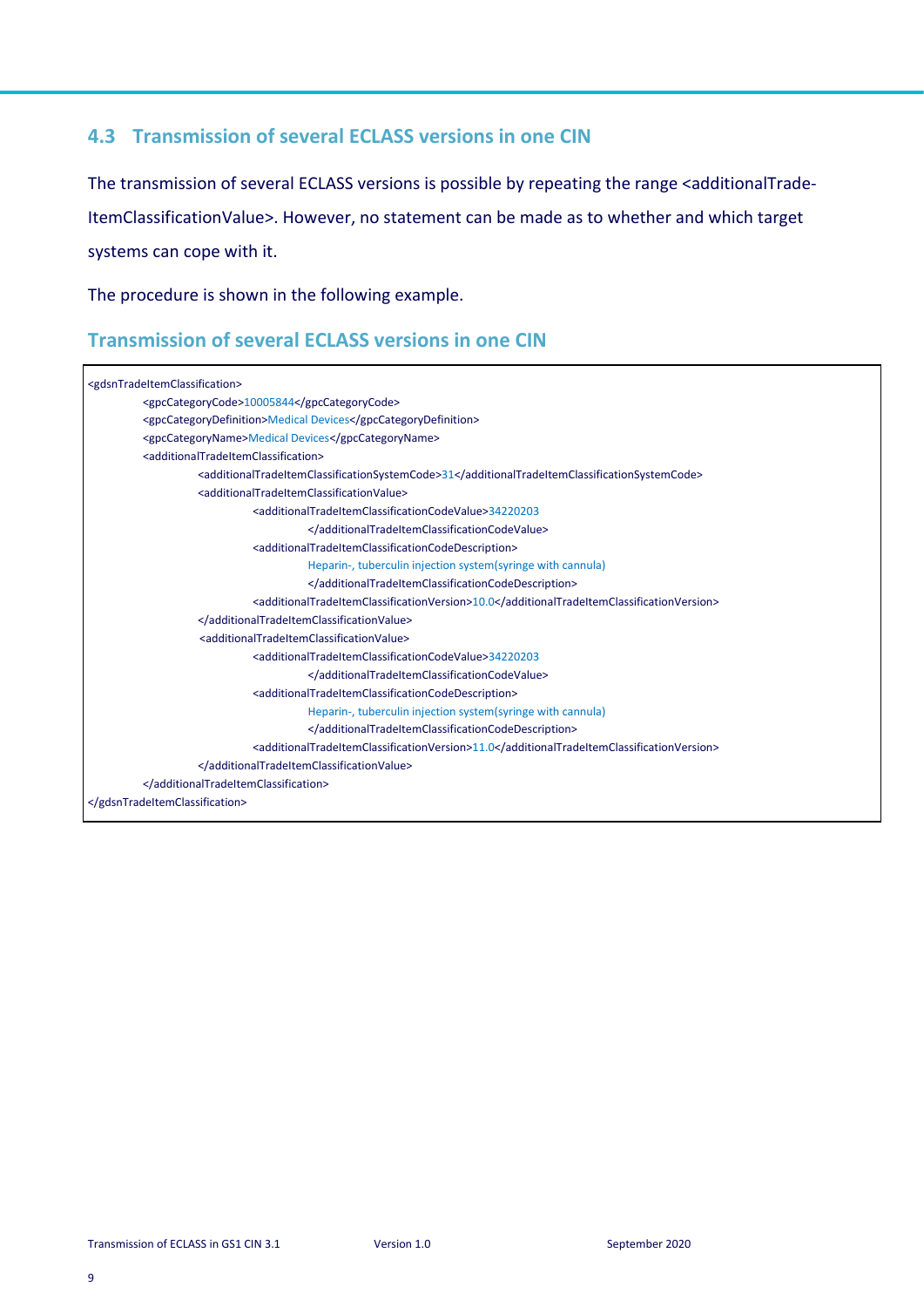## 4.3 Transmission of several ECLASS versions in one CIN

The transmission of several ECLASS versions is possible by repeating the range <additionalTrade-ItemClassificationValue>. However, no statement can be made as to whether and which target systems can cope with it.

The procedure is shown in the following example.

### Transmission of several ECLASS versions in one CIN

```
<gdsnTradeItemClassification>
        <gpcCategoryCode>10005844</gpcCategoryCode>
        <gpcCategoryDefinition>Medical Devices</gpcCategoryDefinition>
        <gpcCategoryName>Medical Devices</gpcCategoryName>
        <additionalTradeItemClassification>
                <additionalTradeItemClassificationSystemCode>31</additionalTradeItemClassificationSystemCode>
                <additionalTradeItemClassificationValue>
                        <additionalTradeItemClassificationCodeValue>34220203
                                </additionalTradeItemClassificationCodeValue>
                        <additionalTradeItemClassificationCodeDescription>
                                Heparin-, tuberculin injection system(syringe with cannula)
                                </additionalTradeItemClassificationCodeDescription>
                        <additionalTradeItemClassificationVersion>10.0</additionalTradeItemClassificationVersion>
                </additionalTradeItemClassificationValue>
                <additionalTradeItemClassificationValue>
                        <additionalTradeItemClassificationCodeValue>34220203
                                </additionalTradeItemClassificationCodeValue>
                        <additionalTradeItemClassificationCodeDescription>
                                Heparin-, tuberculin injection system(syringe with cannula)
                                </additionalTradeItemClassificationCodeDescription>
                        <additionalTradeItemClassificationVersion>11.0</additionalTradeItemClassificationVersion>
                </additionalTradeItemClassificationValue>
        </additionalTradeItemClassification>
</gdsnTradeItemClassification>
```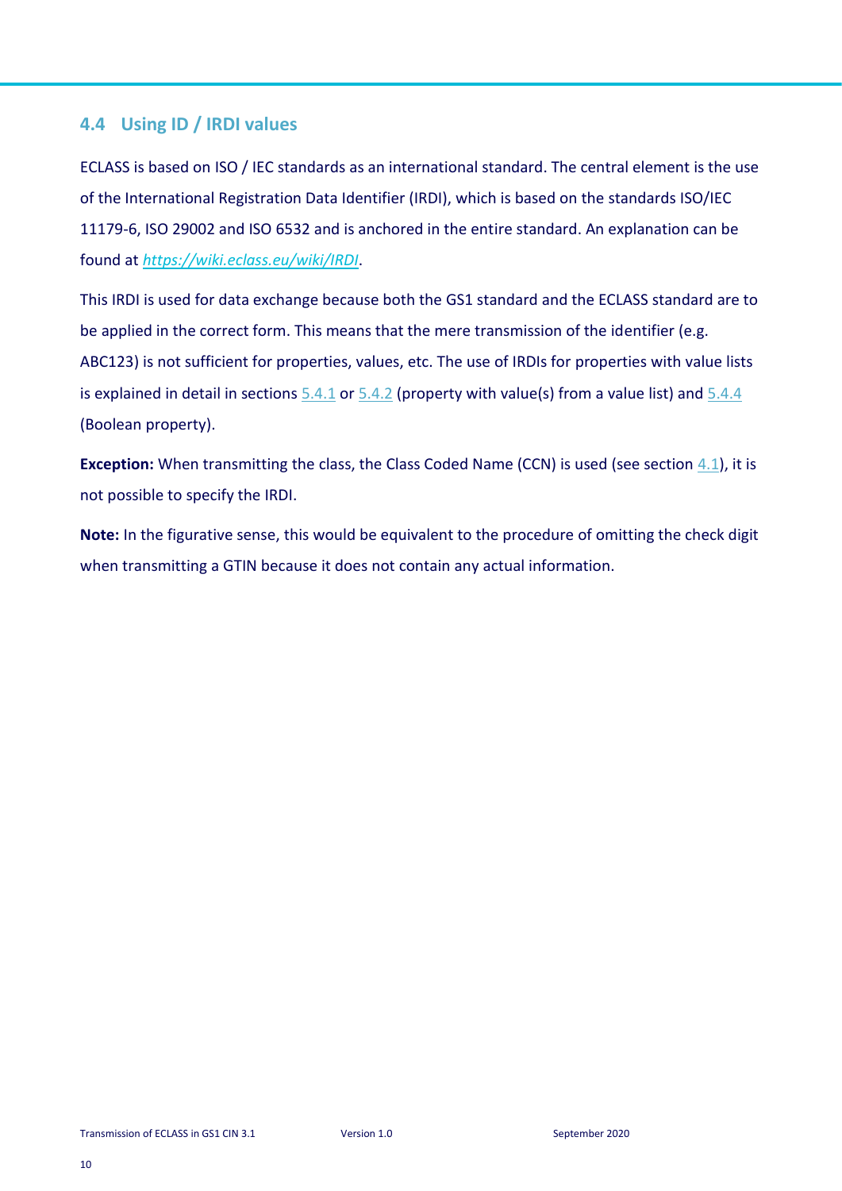## 4.4 Using ID / IRDI values

ECLASS is based on ISO / IEC standards as an international standard. The central element is the use of the International Registration Data Identifier (IRDI), which is based on the standards ISO/IEC 11179-6, ISO 29002 and ISO 6532 and is anchored in the entire standard. An explanation can be found at *https://wiki.eclass.eu/wiki/IRDI*.

This IRDI is used for data exchange because both the GS1 standard and the ECLASS standard are to be applied in the correct form. This means that the mere transmission of the identifier (e.g. ABC123) is not sufficient for properties, values, etc. The use of IRDIs for properties with value lists is explained in detail in sections 5.4.1 or 5.4.2 (property with value(s) from a value list) and 5.4.4 (Boolean property).

**Exception:** When transmitting the class, the Class Coded Name (CCN) is used (see section 4.1), it is not possible to specify the IRDI.

**Note:** In the figurative sense, this would be equivalent to the procedure of omitting the check digit when transmitting a GTIN because it does not contain any actual information.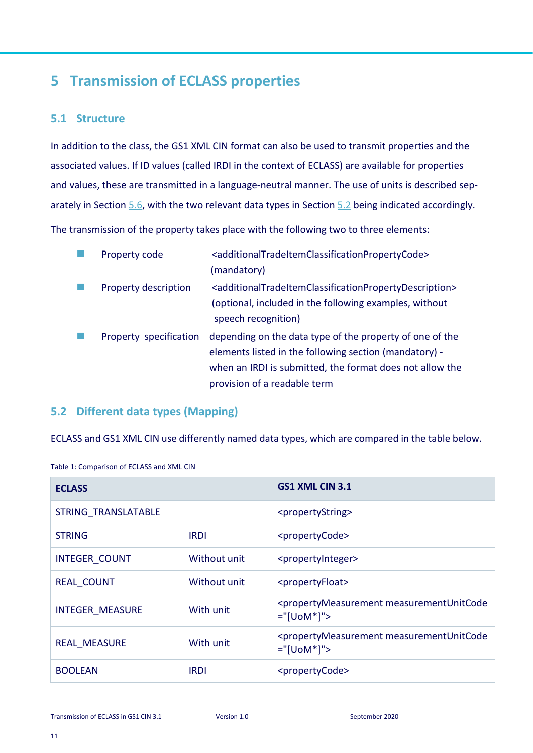# 5 Transmission of ECLASS properties

## 5.1 Structure

In addition to the class, the GS1 XML CIN format can also be used to transmit properties and the associated values. If ID values (called IRDI in the context of ECLASS) are available for properties and values, these are transmitted in a language-neutral manner. The use of units is described separately in Section 5.6, with the two relevant data types in Section 5.2 being indicated accordingly.

The transmission of the property takes place with the following two to three elements:

- Property code — <additionalTradeItemClassificationPropertyCode> (mandatory)
- Property description — <additionalTradeItemClassificationPropertyDescription> (optional, included in the following examples, without speech recognition)
- Property specification — depending on the data type of the property of one of the elements listed in the following section (mandatory) - when an IRDI is submitted, the format does not allow the provision of a readable term

## 5.2 Different data types (Mapping)

ECLASS and GS1 XML CIN use differently named data types, which are compared in the table below.

Table 1: Comparison of ECLASS and XML CIN

| ECLASS | | GS1 XML CIN 3.1 |
|---|---|---|
| STRING_TRANSLATABLE | | <propertyString> |
| STRING | IRDI | <propertyCode> |
| INTEGER_COUNT | Without unit | <propertyInteger> |
| REAL_COUNT | Without unit | <propertyFloat> |
| INTEGER_MEASURE | With unit | <propertyMeasurement measurementUnitCode ="[UoM*]"> |
| REAL_MEASURE | With unit | <propertyMeasurement measurementUnitCode ="[UoM*]"> |
| BOOLEAN | IRDI | <propertyCode> |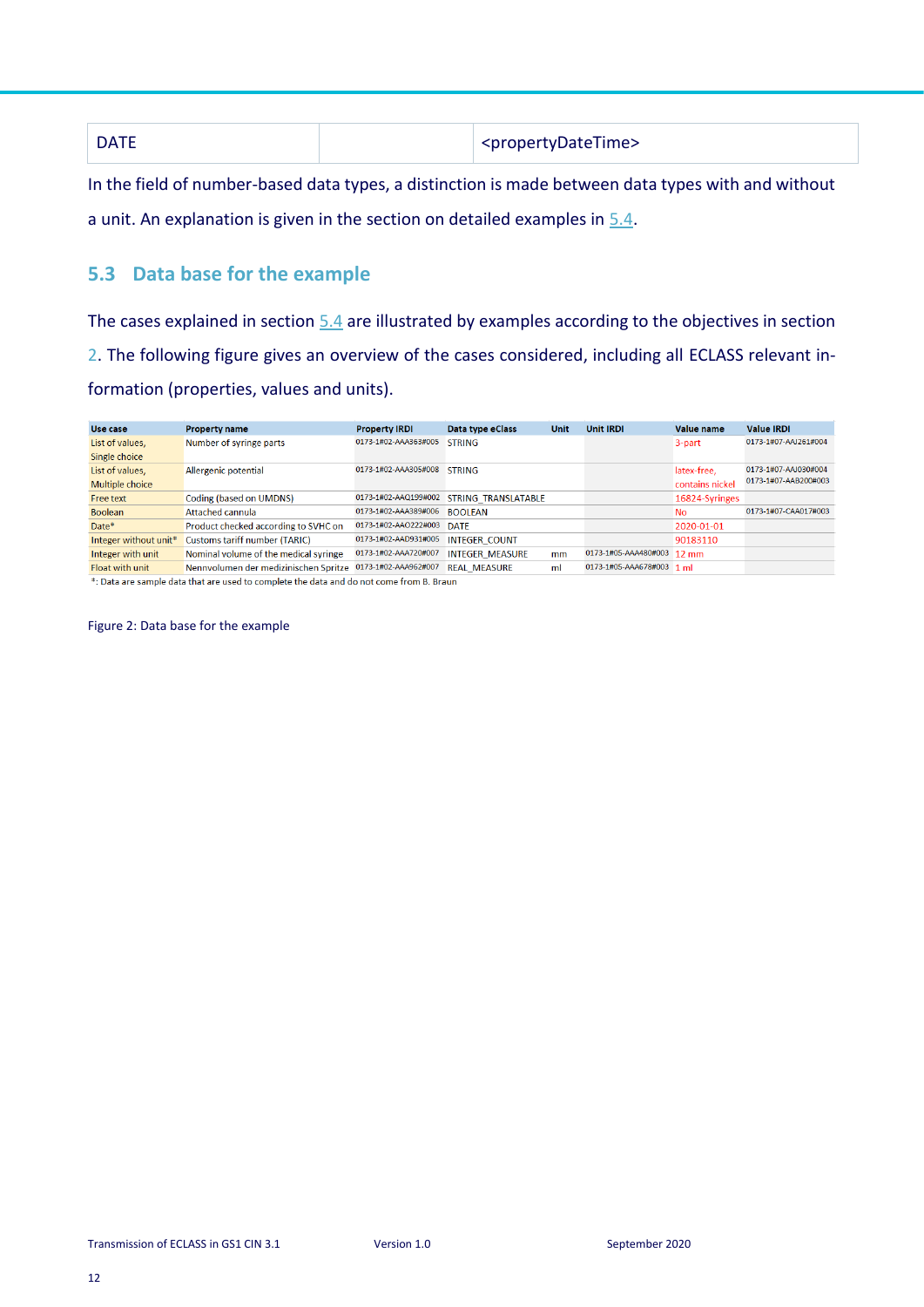| DATE | | <propertyDateTime> |
|---|---|---|

In the field of number-based data types, a distinction is made between data types with and without a unit. An explanation is given in the section on detailed examples in 5.4.

## 5.3 Data base for the example

The cases explained in section 5.4 are illustrated by examples according to the objectives in section 2. The following figure gives an overview of the cases considered, including all ECLASS relevant information (properties, values and units).

| Use case | Property name | Property IRDI | Data type eClass | Unit | Unit IRDI | Value name | Value IRDI |
|---|---|---|---|---|---|---|---|
| List of values, Single choice | Number of syringe parts | 0173-1#02-AAA363#005 | STRING | | | 3-part | 0173-1#07-AAJ261#004 |
| List of values, Multiple choice | Allergenic potential | 0173-1#02-AAA305#008 | STRING | | | latex-free, contains nickel | 0173-1#07-AAJ030#004 0173-1#07-AAB200#003 |
| Free text | Coding (based on UMDNS) | 0173-1#02-AAQ199#002 | STRING_TRANSLATABLE | | | 16824-Syringes | |
| Boolean | Attached cannula | 0173-1#02-AAA389#006 | BOOLEAN | | | No | 0173-1#07-CAA017#003 |
| Date* | Product checked according to SVHC on | 0173-1#02-AAO222#003 | DATE | | | 2020-01-01 | |
| Integer without unit* | Customs tariff number (TARIC) | 0173-1#02-AAD931#005 | INTEGER_COUNT | | | 90183110 | |
| Integer with unit | Nominal volume of the medical syringe | 0173-1#02-AAA720#007 | INTEGER_MEASURE | mm | 0173-1#05-AAA480#003 | 12 mm | |
| Float with unit | Nennvolumen der medizinischen Spritze | 0173-1#02-AAA962#007 | REAL_MEASURE | ml | 0173-1#05-AAA678#003 | 1 ml | |

*: Data are sample data that are used to complete the data and do not come from B. Braun

Figure 2: Data base for the example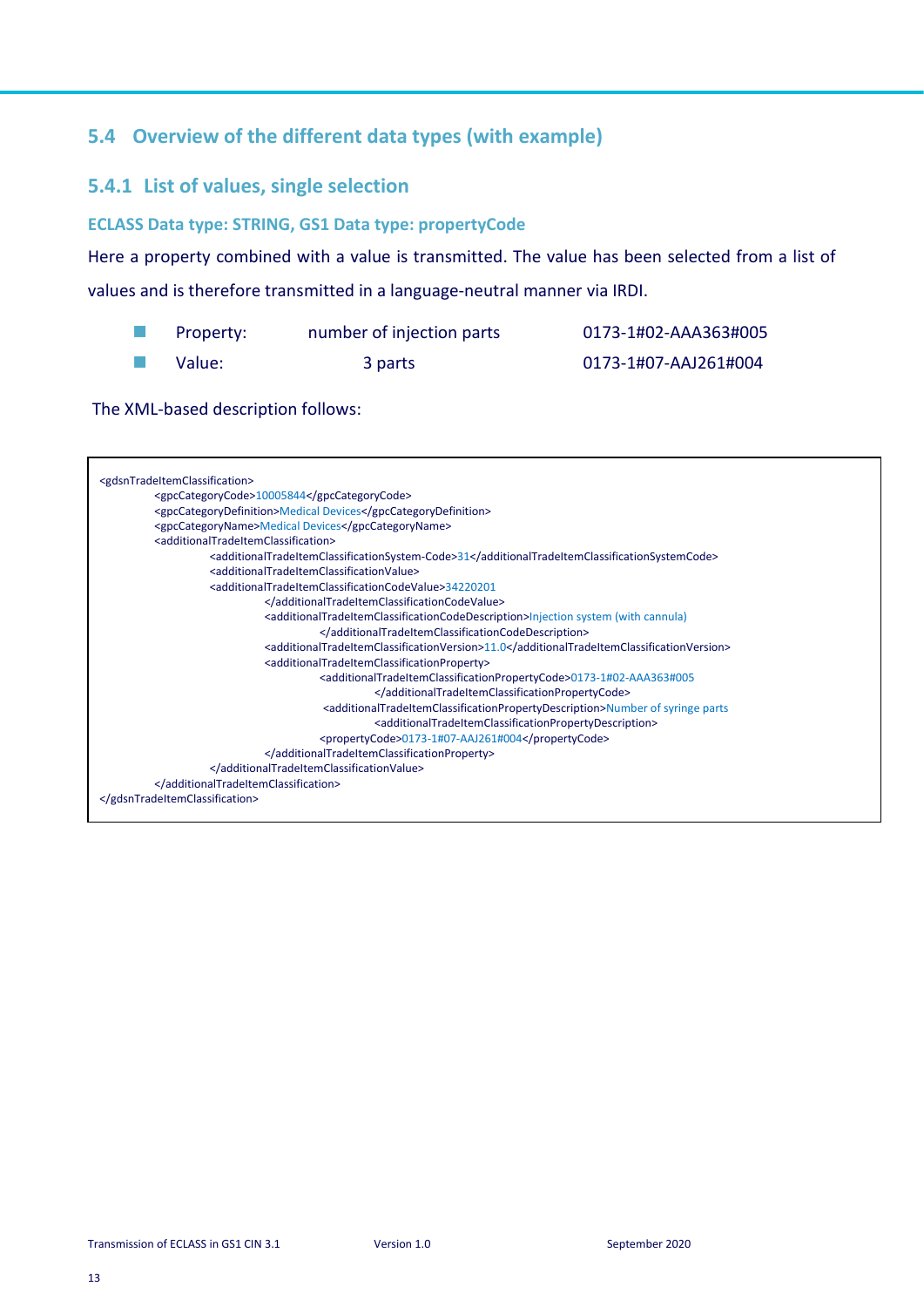## 5.4 Overview of the different data types (with example)

### 5.4.1 List of values, single selection

#### ECLASS Data type: STRING, GS1 Data type: propertyCode

Here a property combined with a value is transmitted. The value has been selected from a list of values and is therefore transmitted in a language-neutral manner via IRDI.

- Property: number of injection parts 0173-1#02-AAA363#005
- Value: 3 parts 0173-1#07-AAJ261#004

The XML-based description follows:

```
<gdsnTradeItemClassification>
    <gpcCategoryCode>10005844</gpcCategoryCode>
    <gpcCategoryDefinition>Medical Devices</gpcCategoryDefinition>
    <gpcCategoryName>Medical Devices</gpcCategoryName>
    <additionalTradeItemClassification>
        <additionalTradeItemClassificationSystem-Code>31</additionalTradeItemClassificationSystemCode>
        <additionalTradeItemClassificationValue>
        <additionalTradeItemClassificationCodeValue>34220201
            </additionalTradeItemClassificationCodeValue>
            <additionalTradeItemClassificationCodeDescription>Injection system (with cannula)
                </additionalTradeItemClassificationCodeDescription>
            <additionalTradeItemClassificationVersion>11.0</additionalTradeItemClassificationVersion>
            <additionalTradeItemClassificationProperty>
                <additionalTradeItemClassificationPropertyCode>0173-1#02-AAA363#005
                    </additionalTradeItemClassificationPropertyCode>
                <additionalTradeItemClassificationPropertyDescription>Number of syringe parts
                    <additionalTradeItemClassificationPropertyDescription>
                <propertyCode>0173-1#07-AAJ261#004</propertyCode>
            </additionalTradeItemClassificationProperty>
        </additionalTradeItemClassificationValue>
    </additionalTradeItemClassification>
</gdsnTradeItemClassification>
```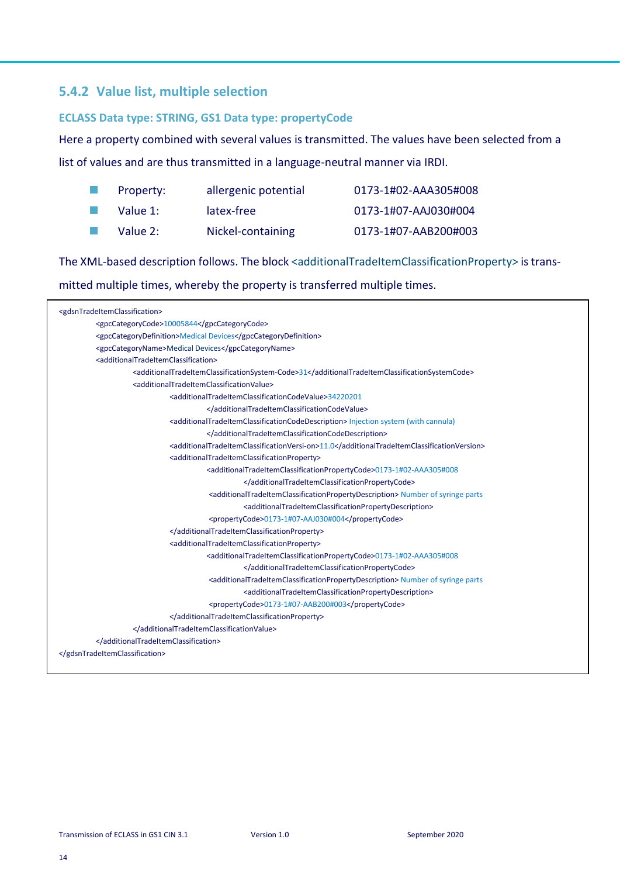### 5.4.2 Value list, multiple selection

#### ECLASS Data type: STRING, GS1 Data type: propertyCode

Here a property combined with several values is transmitted. The values have been selected from a list of values and are thus transmitted in a language-neutral manner via IRDI.

- Property: allergenic potential 0173-1#02-AAA305#008
- Value 1: latex-free 0173-1#07-AAJ030#004
- Value 2: Nickel-containing 0173-1#07-AAB200#003

The XML-based description follows. The block <additionalTradeItemClassificationProperty> is transmitted multiple times, whereby the property is transferred multiple times.

```
<gdsnTradeItemClassification>
        <gpcCategoryCode>10005844</gpcCategoryCode>
        <gpcCategoryDefinition>Medical Devices</gpcCategoryDefinition>
        <gpcCategoryName>Medical Devices</gpcCategoryName>
        <additionalTradeItemClassification>
                <additionalTradeItemClassificationSystem-Code>31</additionalTradeItemClassificationSystemCode>
                <additionalTradeItemClassificationValue>
                        <additionalTradeItemClassificationCodeValue>34220201
                                </additionalTradeItemClassificationCodeValue>
                        <additionalTradeItemClassificationCodeDescription> Injection system (with cannula)
                                </additionalTradeItemClassificationCodeDescription>
                        <additionalTradeItemClassificationVersi-on>11.0</additionalTradeItemClassificationVersion>
                        <additionalTradeItemClassificationProperty>
                                <additionalTradeItemClassificationPropertyCode>0173-1#02-AAA305#008
                                        </additionalTradeItemClassificationPropertyCode>
                                <additionalTradeItemClassificationPropertyDescription> Number of syringe parts
                                        <additionalTradeItemClassificationPropertyDescription>
                                <propertyCode>0173-1#07-AAJ030#004</propertyCode>
                        </additionalTradeItemClassificationProperty>
                        <additionalTradeItemClassificationProperty>
                                <additionalTradeItemClassificationPropertyCode>0173-1#02-AAA305#008
                                        </additionalTradeItemClassificationPropertyCode>
                                <additionalTradeItemClassificationPropertyDescription> Number of syringe parts
                                        <additionalTradeItemClassificationPropertyDescription>
                                <propertyCode>0173-1#07-AAB200#003</propertyCode>
                        </additionalTradeItemClassificationProperty>
                </additionalTradeItemClassificationValue>
        </additionalTradeItemClassification>
</gdsnTradeItemClassification>
```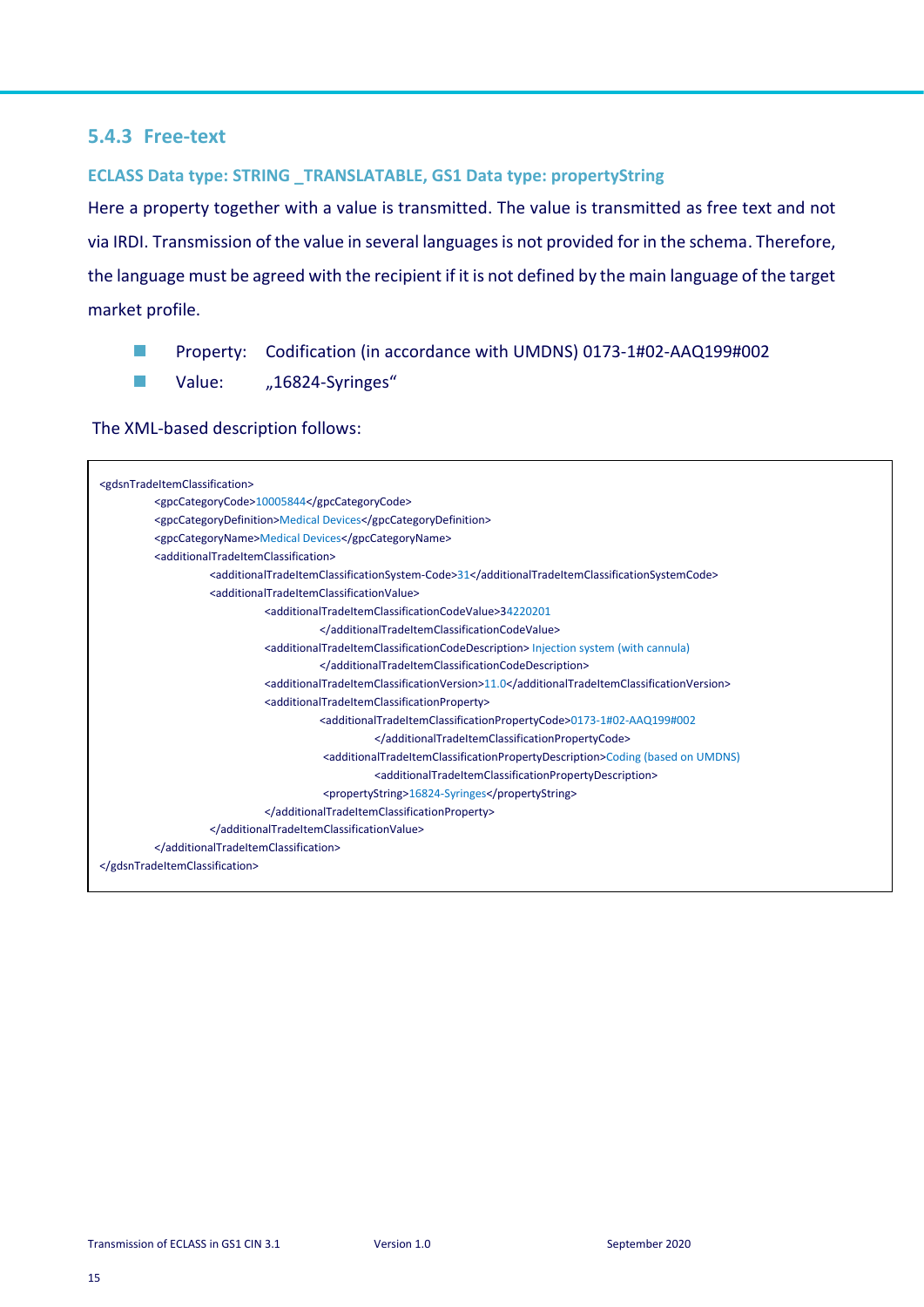### 5.4.3 Free-text

#### ECLASS Data type: STRING _TRANSLATABLE, GS1 Data type: propertyString

Here a property together with a value is transmitted. The value is transmitted as free text and not via IRDI. Transmission of the value in several languages is not provided for in the schema. Therefore, the language must be agreed with the recipient if it is not defined by the main language of the target market profile.

- Property: Codification (in accordance with UMDNS) 0173-1#02-AAQ199#002
- Value: „16824-Syringes“

The XML-based description follows:

```
<gdsnTradeItemClassification>
        <gpcCategoryCode>10005844</gpcCategoryCode>
        <gpcCategoryDefinition>Medical Devices</gpcCategoryDefinition>
        <gpcCategoryName>Medical Devices</gpcCategoryName>
        <additionalTradeItemClassification>
                <additionalTradeItemClassificationSystem-Code>31</additionalTradeItemClassificationSystemCode>
                <additionalTradeItemClassificationValue>
                        <additionalTradeItemClassificationCodeValue>34220201
                                </additionalTradeItemClassificationCodeValue>
                        <additionalTradeItemClassificationCodeDescription> Injection system (with cannula)
                                </additionalTradeItemClassificationCodeDescription>
                        <additionalTradeItemClassificationVersion>11.0</additionalTradeItemClassificationVersion>
                        <additionalTradeItemClassificationProperty>
                                <additionalTradeItemClassificationPropertyCode>0173-1#02-AAQ199#002
                                        </additionalTradeItemClassificationPropertyCode>
                                <additionalTradeItemClassificationPropertyDescription>Coding (based on UMDNS)
                                        <additionalTradeItemClassificationPropertyDescription>
                                <propertyString>16824-Syringes</propertyString>
                        </additionalTradeItemClassificationProperty>
                </additionalTradeItemClassificationValue>
        </additionalTradeItemClassification>
</gdsnTradeItemClassification>
```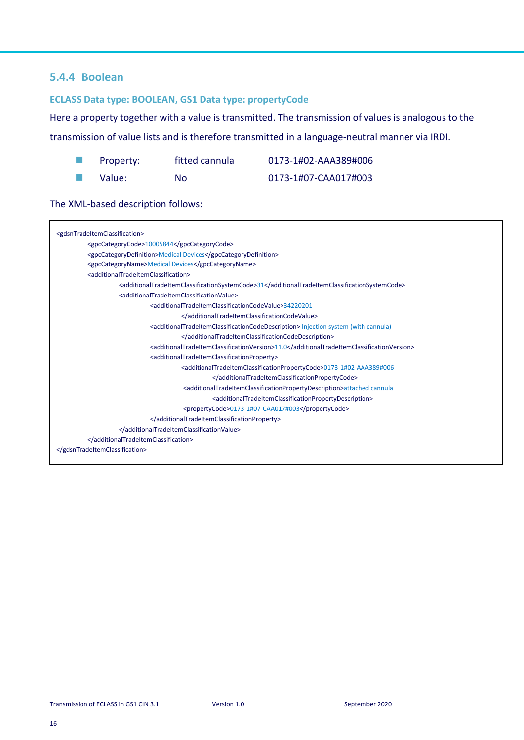### 5.4.4 Boolean

#### ECLASS Data type: BOOLEAN, GS1 Data type: propertyCode

Here a property together with a value is transmitted. The transmission of values is analogous to the transmission of value lists and is therefore transmitted in a language-neutral manner via IRDI.

- Property: fitted cannula 0173-1#02-AAA389#006
- Value: No 0173-1#07-CAA017#003

The XML-based description follows:

```
<gdsnTradeItemClassification>
        <gpcCategoryCode>10005844</gpcCategoryCode>
        <gpcCategoryDefinition>Medical Devices</gpcCategoryDefinition>
        <gpcCategoryName>Medical Devices</gpcCategoryName>
        <additionalTradeItemClassification>
                <additionalTradeItemClassificationSystemCode>31</additionalTradeItemClassificationSystemCode>
                <additionalTradeItemClassificationValue>
                        <additionalTradeItemClassificationCodeValue>34220201
                                </additionalTradeItemClassificationCodeValue>
                        <additionalTradeItemClassificationCodeDescription> Injection system (with cannula)
                                </additionalTradeItemClassificationCodeDescription>
                        <additionalTradeItemClassificationVersion>11.0</additionalTradeItemClassificationVersion>
                        <additionalTradeItemClassificationProperty>
                                <additionalTradeItemClassificationPropertyCode>0173-1#02-AAA389#006
                                        </additionalTradeItemClassificationPropertyCode>
                                <additionalTradeItemClassificationPropertyDescription>attached cannula
                                        <additionalTradeItemClassificationPropertyDescription>
                                <propertyCode>0173-1#07-CAA017#003</propertyCode>
                        </additionalTradeItemClassificationProperty>
                </additionalTradeItemClassificationValue>
        </additionalTradeItemClassification>
</gdsnTradeItemClassification>
```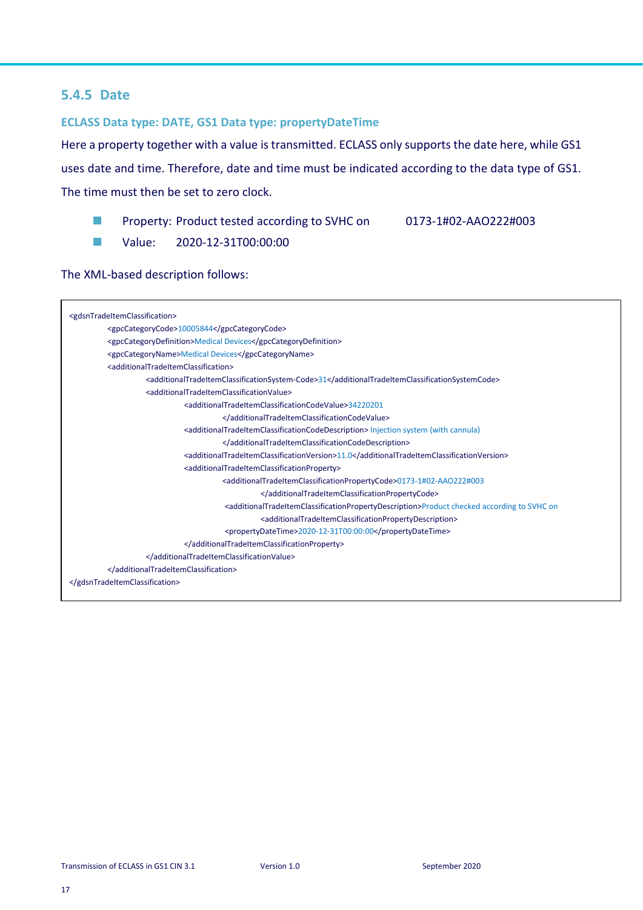### 5.4.5 Date

#### ECLASS Data type: DATE, GS1 Data type: propertyDateTime

Here a property together with a value is transmitted. ECLASS only supports the date here, while GS1 uses date and time. Therefore, date and time must be indicated according to the data type of GS1. The time must then be set to zero clock.

- Property: Product tested according to SVHC on 0173-1#02-AAO222#003
- Value: 2020-12-31T00:00:00

The XML-based description follows:

```
<gdsnTradeItemClassification>
        <gpcCategoryCode>10005844</gpcCategoryCode>
        <gpcCategoryDefinition>Medical Devices</gpcCategoryDefinition>
        <gpcCategoryName>Medical Devices</gpcCategoryName>
        <additionalTradeItemClassification>
                <additionalTradeItemClassificationSystem-Code>31</additionalTradeItemClassificationSystemCode>
                <additionalTradeItemClassificationValue>
                        <additionalTradeItemClassificationCodeValue>34220201
                                </additionalTradeItemClassificationCodeValue>
                        <additionalTradeItemClassificationCodeDescription> Injection system (with cannula)
                                </additionalTradeItemClassificationCodeDescription>
                        <additionalTradeItemClassificationVersion>11.0</additionalTradeItemClassificationVersion>
                        <additionalTradeItemClassificationProperty>
                                <additionalTradeItemClassificationPropertyCode>0173-1#02-AAO222#003
                                        </additionalTradeItemClassificationPropertyCode>
                                <additionalTradeItemClassificationPropertyDescription>Product checked according to SVHC on
                                        <additionalTradeItemClassificationPropertyDescription>
                                <propertyDateTime>2020-12-31T00:00:00</propertyDateTime>
                        </additionalTradeItemClassificationProperty>
                </additionalTradeItemClassificationValue>
        </additionalTradeItemClassification>
</gdsnTradeItemClassification>
```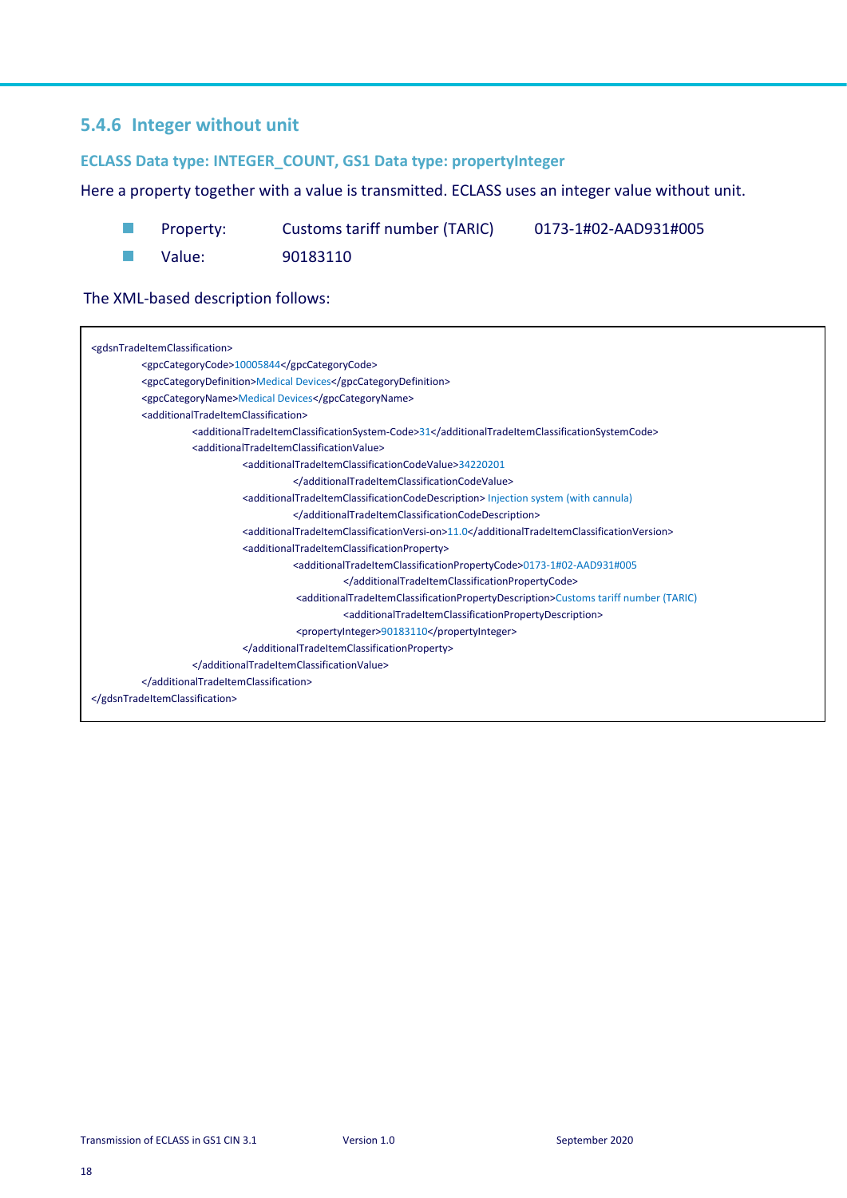### 5.4.6 Integer without unit

#### ECLASS Data type: INTEGER_COUNT, GS1 Data type: propertyInteger

Here a property together with a value is transmitted. ECLASS uses an integer value without unit.

- Property: Customs tariff number (TARIC) 0173-1#02-AAD931#005
- Value: 90183110

The XML-based description follows:

```
<gdsnTradeItemClassification>
        <gpcCategoryCode>10005844</gpcCategoryCode>
        <gpcCategoryDefinition>Medical Devices</gpcCategoryDefinition>
        <gpcCategoryName>Medical Devices</gpcCategoryName>
        <additionalTradeItemClassification>
                <additionalTradeItemClassificationSystem-Code>31</additionalTradeItemClassificationSystemCode>
                <additionalTradeItemClassificationValue>
                        <additionalTradeItemClassificationCodeValue>34220201
                                </additionalTradeItemClassificationCodeValue>
                        <additionalTradeItemClassificationCodeDescription> Injection system (with cannula)
                                </additionalTradeItemClassificationCodeDescription>
                        <additionalTradeItemClassificationVersi-on>11.0</additionalTradeItemClassificationVersion>
                        <additionalTradeItemClassificationProperty>
                                <additionalTradeItemClassificationPropertyCode>0173-1#02-AAD931#005
                                        </additionalTradeItemClassificationPropertyCode>
                                <additionalTradeItemClassificationPropertyDescription>Customs tariff number (TARIC)
                                        <additionalTradeItemClassificationPropertyDescription>
                                <propertyInteger>90183110</propertyInteger>
                        </additionalTradeItemClassificationProperty>
                </additionalTradeItemClassificationValue>
        </additionalTradeItemClassification>
</gdsnTradeItemClassification>
```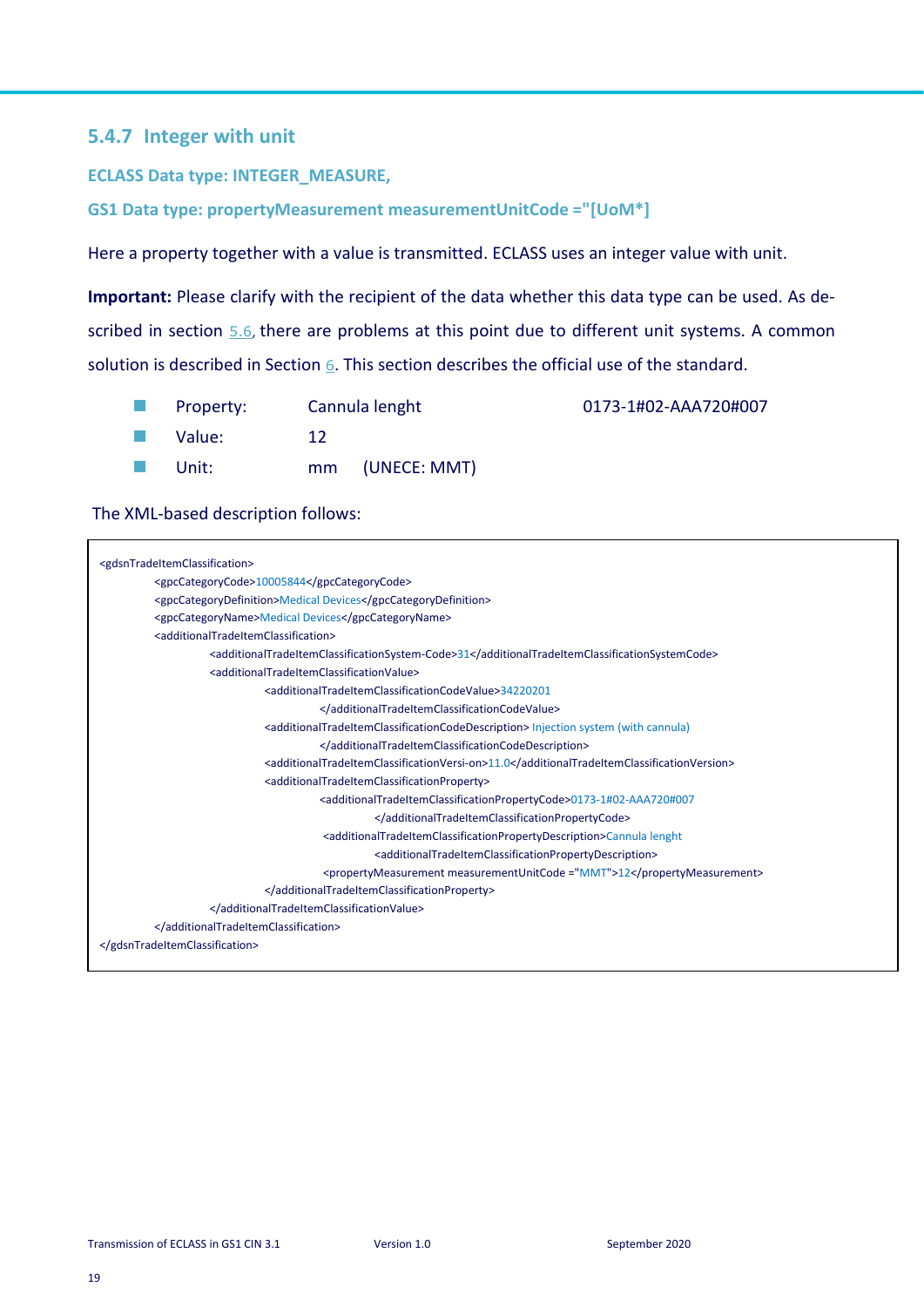### 5.4.7 Integer with unit

**ECLASS Data type: INTEGER_MEASURE,**

**GS1 Data type: propertyMeasurement measurementUnitCode ="[UoM*]**

Here a property together with a value is transmitted. ECLASS uses an integer value with unit.

**Important:** Please clarify with the recipient of the data whether this data type can be used. As described in section 5.6, there are problems at this point due to different unit systems. A common solution is described in Section 6. This section describes the official use of the standard.

- Property: Cannula lenght 0173-1#02-AAA720#007
- Value: 12
- Unit: mm (UNECE: MMT)

The XML-based description follows:

```
<gdsnTradeItemClassification>
    <gpcCategoryCode>10005844</gpcCategoryCode>
    <gpcCategoryDefinition>Medical Devices</gpcCategoryDefinition>
    <gpcCategoryName>Medical Devices</gpcCategoryName>
    <additionalTradeItemClassification>
        <additionalTradeItemClassificationSystem-Code>31</additionalTradeItemClassificationSystemCode>
        <additionalTradeItemClassificationValue>
            <additionalTradeItemClassificationCodeValue>34220201
                </additionalTradeItemClassificationCodeValue>
            <additionalTradeItemClassificationCodeDescription> Injection system (with cannula)
                </additionalTradeItemClassificationCodeDescription>
            <additionalTradeItemClassificationVersi-on>11.0</additionalTradeItemClassificationVersion>
            <additionalTradeItemClassificationProperty>
                <additionalTradeItemClassificationPropertyCode>0173-1#02-AAA720#007
                    </additionalTradeItemClassificationPropertyCode>
                <additionalTradeItemClassificationPropertyDescription>Cannula lenght
                    <additionalTradeItemClassificationPropertyDescription>
                <propertyMeasurement measurementUnitCode ="MMT">12</propertyMeasurement>
            </additionalTradeItemClassificationProperty>
        </additionalTradeItemClassificationValue>
    </additionalTradeItemClassification>
</gdsnTradeItemClassification>
```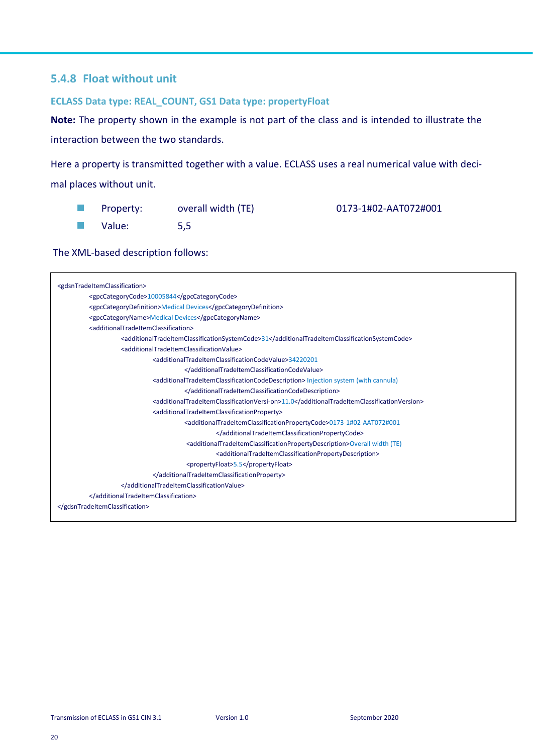### 5.4.8 Float without unit

#### ECLASS Data type: REAL_COUNT, GS1 Data type: propertyFloat

**Note:** The property shown in the example is not part of the class and is intended to illustrate the interaction between the two standards.

Here a property is transmitted together with a value. ECLASS uses a real numerical value with decimal places without unit.

- Property: overall width (TE) 0173-1#02-AAT072#001
- Value: 5,5

The XML-based description follows:

```
<gdsnTradeItemClassification>
	<gpcCategoryCode>10005844</gpcCategoryCode>
	<gpcCategoryDefinition>Medical Devices</gpcCategoryDefinition>
	<gpcCategoryName>Medical Devices</gpcCategoryName>
	<additionalTradeItemClassification>
		<additionalTradeItemClassificationSystemCode>31</additionalTradeItemClassificationSystemCode>
		<additionalTradeItemClassificationValue>
			<additionalTradeItemClassificationCodeValue>34220201
				</additionalTradeItemClassificationCodeValue>
			<additionalTradeItemClassificationCodeDescription> Injection system (with cannula)
				</additionalTradeItemClassificationCodeDescription>
			<additionalTradeItemClassificationVersi-on>11.0</additionalTradeItemClassificationVersion>
			<additionalTradeItemClassificationProperty>
				<additionalTradeItemClassificationPropertyCode>0173-1#02-AAT072#001
					</additionalTradeItemClassificationPropertyCode>
				<additionalTradeItemClassificationPropertyDescription>Overall width (TE)
					<additionalTradeItemClassificationPropertyDescription>
				<propertyFloat>5.5</propertyFloat>
			</additionalTradeItemClassificationProperty>
		</additionalTradeItemClassificationValue>
	</additionalTradeItemClassification>
</gdsnTradeItemClassification>
```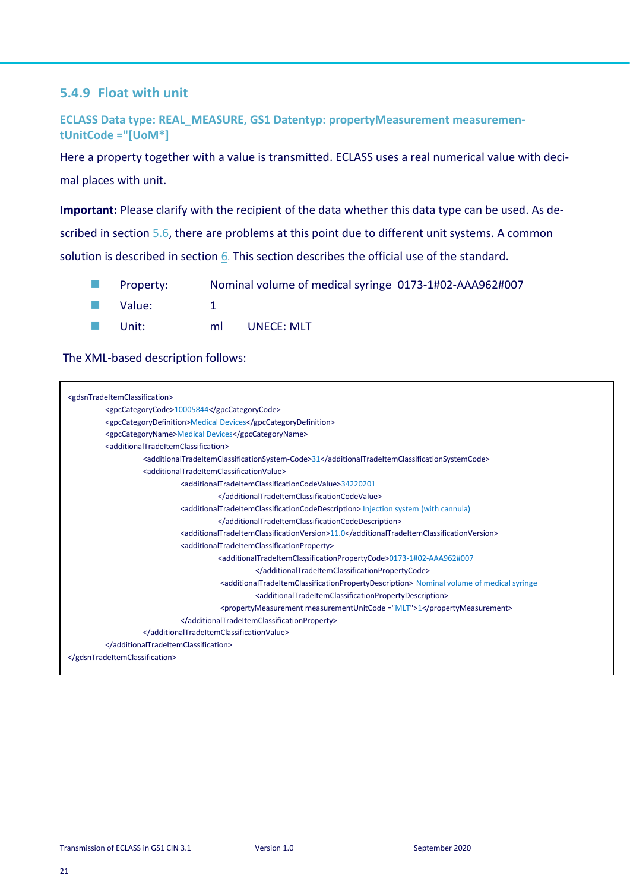### 5.4.9 Float with unit

**ECLASS Data type: REAL_MEASURE, GS1 Datentyp: propertyMeasurement measurementUnitCode ="[UoM*]**

Here a property together with a value is transmitted. ECLASS uses a real numerical value with decimal places with unit.

**Important:** Please clarify with the recipient of the data whether this data type can be used. As described in section 5.6, there are problems at this point due to different unit systems. A common solution is described in section 6. This section describes the official use of the standard.

- Property: Nominal volume of medical syringe 0173-1#02-AAA962#007
- Value: 1
- Unit: ml UNECE: MLT

The XML-based description follows:

```
<gdsnTradeItemClassification>
        <gpcCategoryCode>10005844</gpcCategoryCode>
        <gpcCategoryDefinition>Medical Devices</gpcCategoryDefinition>
        <gpcCategoryName>Medical Devices</gpcCategoryName>
        <additionalTradeItemClassification>
                <additionalTradeItemClassificationSystem-Code>31</additionalTradeItemClassificationSystemCode>
                <additionalTradeItemClassificationValue>
                        <additionalTradeItemClassificationCodeValue>34220201
                                </additionalTradeItemClassificationCodeValue>
                        <additionalTradeItemClassificationCodeDescription> Injection system (with cannula)
                                </additionalTradeItemClassificationCodeDescription>
                        <additionalTradeItemClassificationVersion>11.0</additionalTradeItemClassificationVersion>
                        <additionalTradeItemClassificationProperty>
                                <additionalTradeItemClassificationPropertyCode>0173-1#02-AAA962#007
                                        </additionalTradeItemClassificationPropertyCode>
                                <additionalTradeItemClassificationPropertyDescription> Nominal volume of medical syringe
                                        <additionalTradeItemClassificationPropertyDescription>
                                <propertyMeasurement measurementUnitCode ="MLT">1</propertyMeasurement>
                        </additionalTradeItemClassificationProperty>
                </additionalTradeItemClassificationValue>
        </additionalTradeItemClassification>
</gdsnTradeItemClassification>
```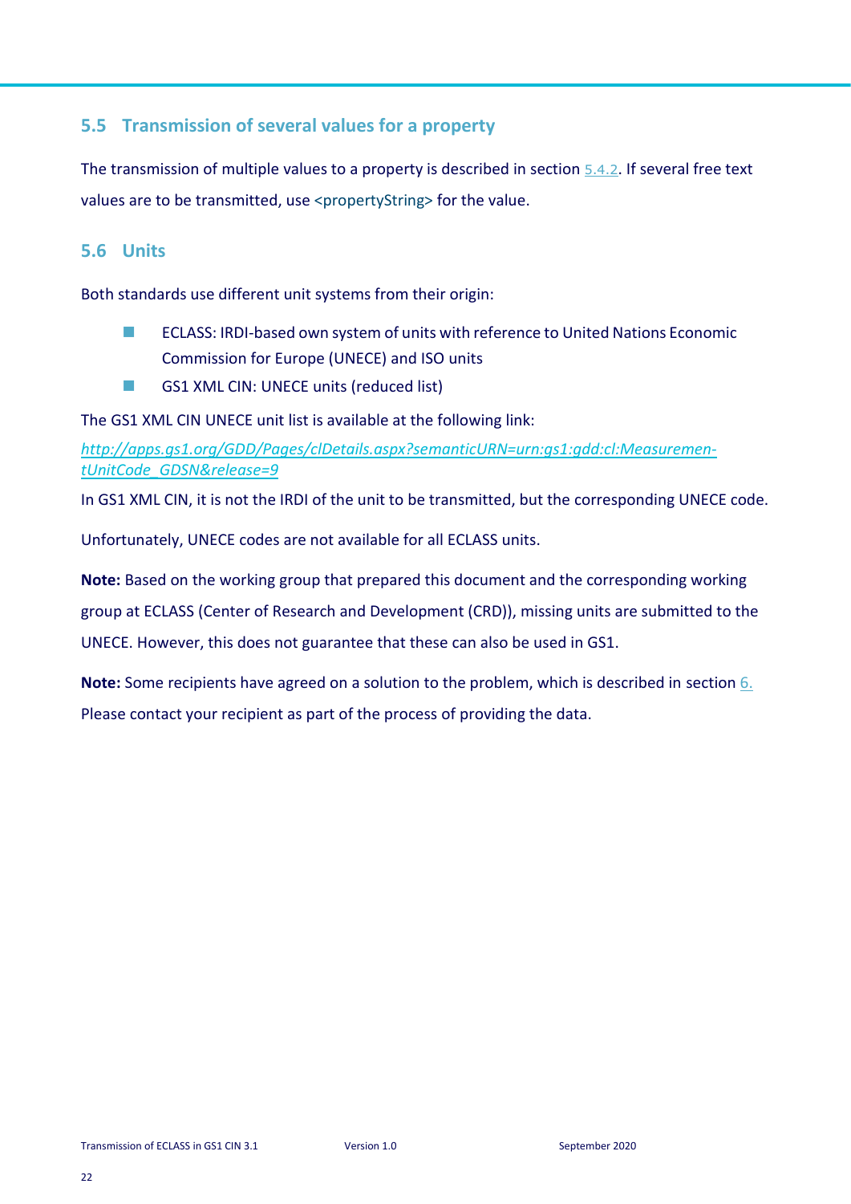## 5.5 Transmission of several values for a property

The transmission of multiple values to a property is described in section 5.4.2. If several free text values are to be transmitted, use <propertyString> for the value.

## 5.6 Units

Both standards use different unit systems from their origin:

- ECLASS: IRDI-based own system of units with reference to United Nations Economic Commission for Europe (UNECE) and ISO units
- GS1 XML CIN: UNECE units (reduced list)

The GS1 XML CIN UNECE unit list is available at the following link:

*http://apps.gs1.org/GDD/Pages/clDetails.aspx?semanticURN=urn:gs1:gdd:cl:MeasurementUnitCode_GDSN&release=9*

In GS1 XML CIN, it is not the IRDI of the unit to be transmitted, but the corresponding UNECE code.

Unfortunately, UNECE codes are not available for all ECLASS units.

**Note:** Based on the working group that prepared this document and the corresponding working group at ECLASS (Center of Research and Development (CRD)), missing units are submitted to the UNECE. However, this does not guarantee that these can also be used in GS1.

**Note:** Some recipients have agreed on a solution to the problem, which is described in section 6. Please contact your recipient as part of the process of providing the data.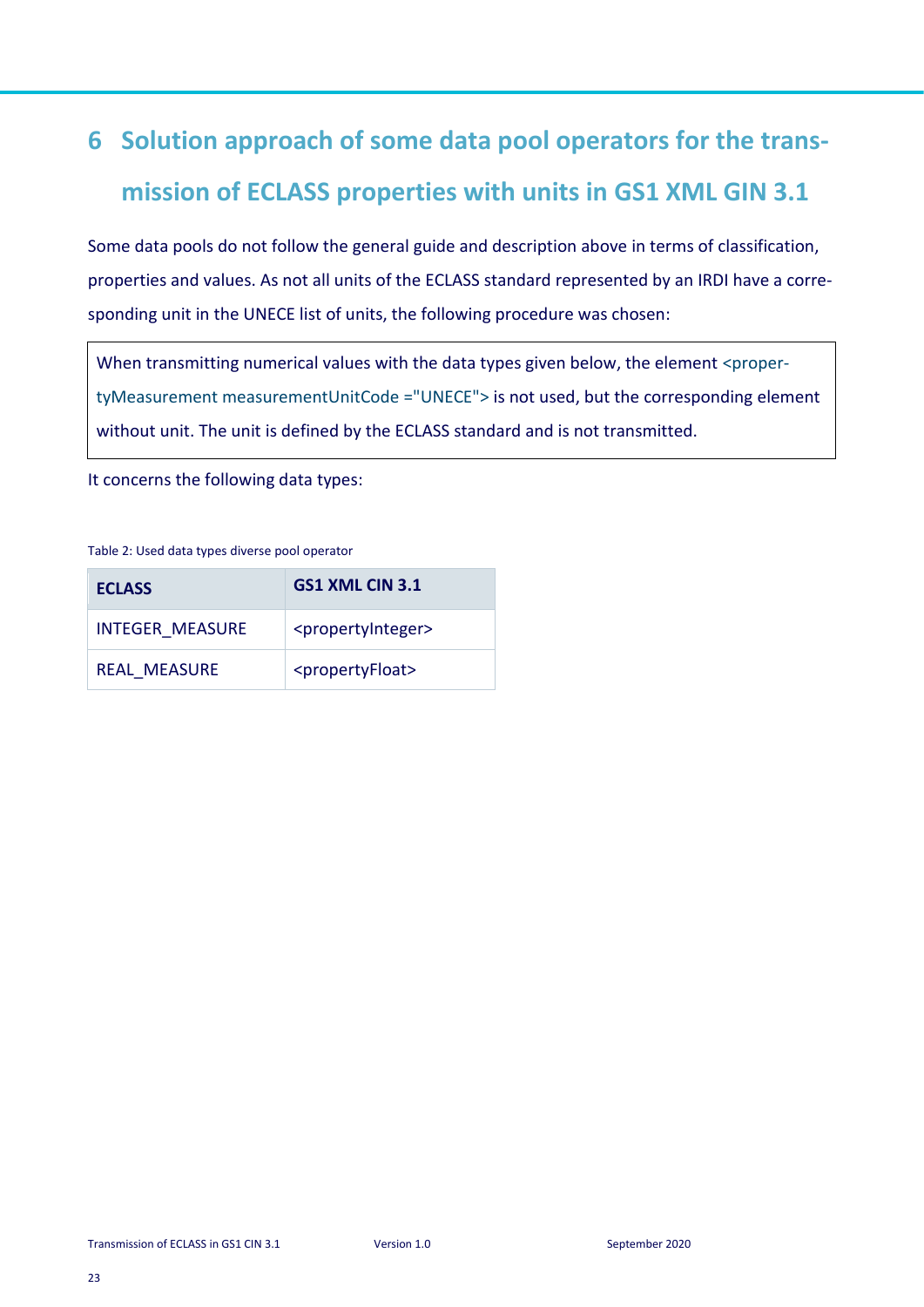# 6 Solution approach of some data pool operators for the transmission of ECLASS properties with units in GS1 XML GIN 3.1

Some data pools do not follow the general guide and description above in terms of classification, properties and values. As not all units of the ECLASS standard represented by an IRDI have a corresponding unit in the UNECE list of units, the following procedure was chosen:

> When transmitting numerical values with the data types given below, the element <propertyMeasurement measurementUnitCode ="UNECE"> is not used, but the corresponding element without unit. The unit is defined by the ECLASS standard and is not transmitted.

It concerns the following data types:

Table 2: Used data types diverse pool operator

| ECLASS | GS1 XML CIN 3.1 |
|---|---|
| INTEGER_MEASURE | <propertyInteger> |
| REAL_MEASURE | <propertyFloat> |